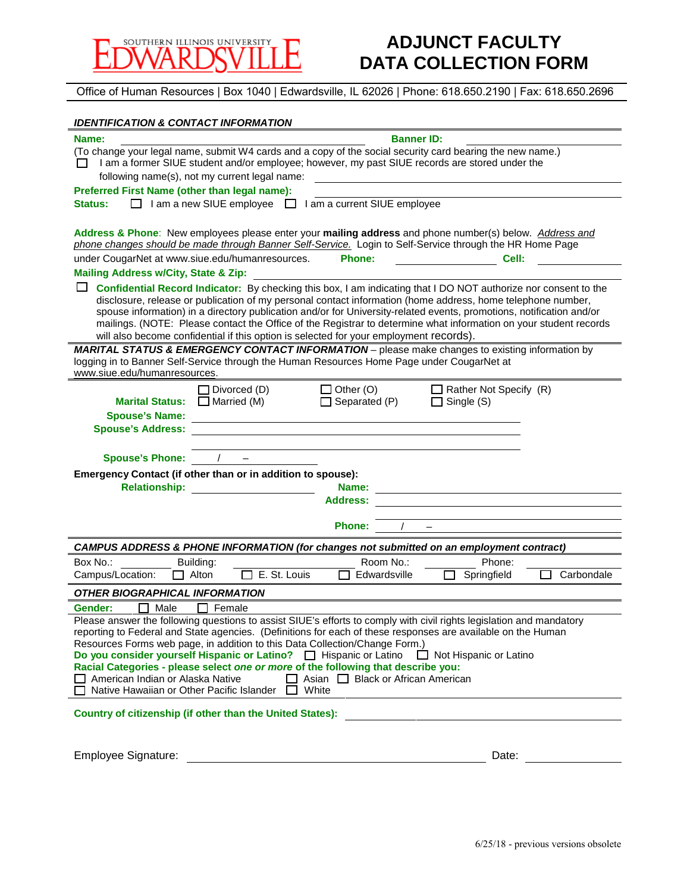SOUTHERN ILLINOIS UNIVERSITY EDWARDSVILLE

# ADJUNCT FACULTY DATA COLLECTION FORM

Office of Human Resources | Box 1040 | Edwardsville, IL 62026 | Phone: 618.650.2190 | Fax: 618.650.2696

***IDENTIFICATION & CONTACT INFORMATION***

**Name:** ______________________ **Banner ID:** ______________________

(To change your legal name, submit W4 cards and a copy of the social security card bearing the new name.)

☐ I am a former SIUE student and/or employee; however, my past SIUE records are stored under the following name(s), not my current legal name: ______________________

**Preferred First Name (other than legal name):** ______________________

**Status:** ☐ I am a new SIUE employee ☐ I am a current SIUE employee

**Address & Phone**: New employees please enter your **mailing address** and phone number(s) below. *Address and phone changes should be made through Banner Self-Service.* Login to Self-Service through the HR Home Page under CougarNet at www.siue.edu/humanresources. **Phone:** ____________ **Cell:** ____________

**Mailing Address w/City, State & Zip:** ______________________

☐ **Confidential Record Indicator:** By checking this box, I am indicating that I DO NOT authorize nor consent to the disclosure, release or publication of my personal contact information (home address, home telephone number, spouse information) in a directory publication and/or for University-related events, promotions, notification and/or mailings. (NOTE: Please contact the Office of the Registrar to determine what information on your student records will also become confidential if this option is selected for your employment records).

***MARITAL STATUS & EMERGENCY CONTACT INFORMATION*** – please make changes to existing information by logging in to Banner Self-Service through the Human Resources Home Page under CougarNet at www.siue.edu/humanresources.

**Marital Status:** ☐ Divorced (D) ☐ Married (M) ☐ Other (O) ☐ Separated (P) ☐ Rather Not Specify (R) ☐ Single (S)

**Spouse's Name:** ______________________

**Spouse's Address:** ______________________

______________________

**Spouse's Phone:** / –

**Emergency Contact (if other than or in addition to spouse):**

**Relationship:** ____________ **Name:** ______________________

**Address:** ______________________

______________________

**Phone:** / –

***CAMPUS ADDRESS & PHONE INFORMATION (for changes not submitted on an employment contract)***

Box No.: ________ Building: ____________ Room No.: ________ Phone: ________

Campus/Location: ☐ Alton ☐ E. St. Louis ☐ Edwardsville ☐ Springfield ☐ Carbondale

***OTHER BIOGRAPHICAL INFORMATION***

**Gender:** ☐ Male ☐ Female

Please answer the following questions to assist SIUE's efforts to comply with civil rights legislation and mandatory reporting to Federal and State agencies. (Definitions for each of these responses are available on the Human Resources Forms web page, in addition to this Data Collection/Change Form.)

**Do you consider yourself Hispanic or Latino?** ☐ Hispanic or Latino ☐ Not Hispanic or Latino

**Racial Categories - please select *one or more* of the following that describe you:**

☐ American Indian or Alaska Native ☐ Asian ☐ Black or African American

☐ Native Hawaiian or Other Pacific Islander ☐ White

**Country of citizenship (if other than the United States):** ______________________

Employee Signature: ______________________ Date: ____________

6/25/18 - previous versions obsolete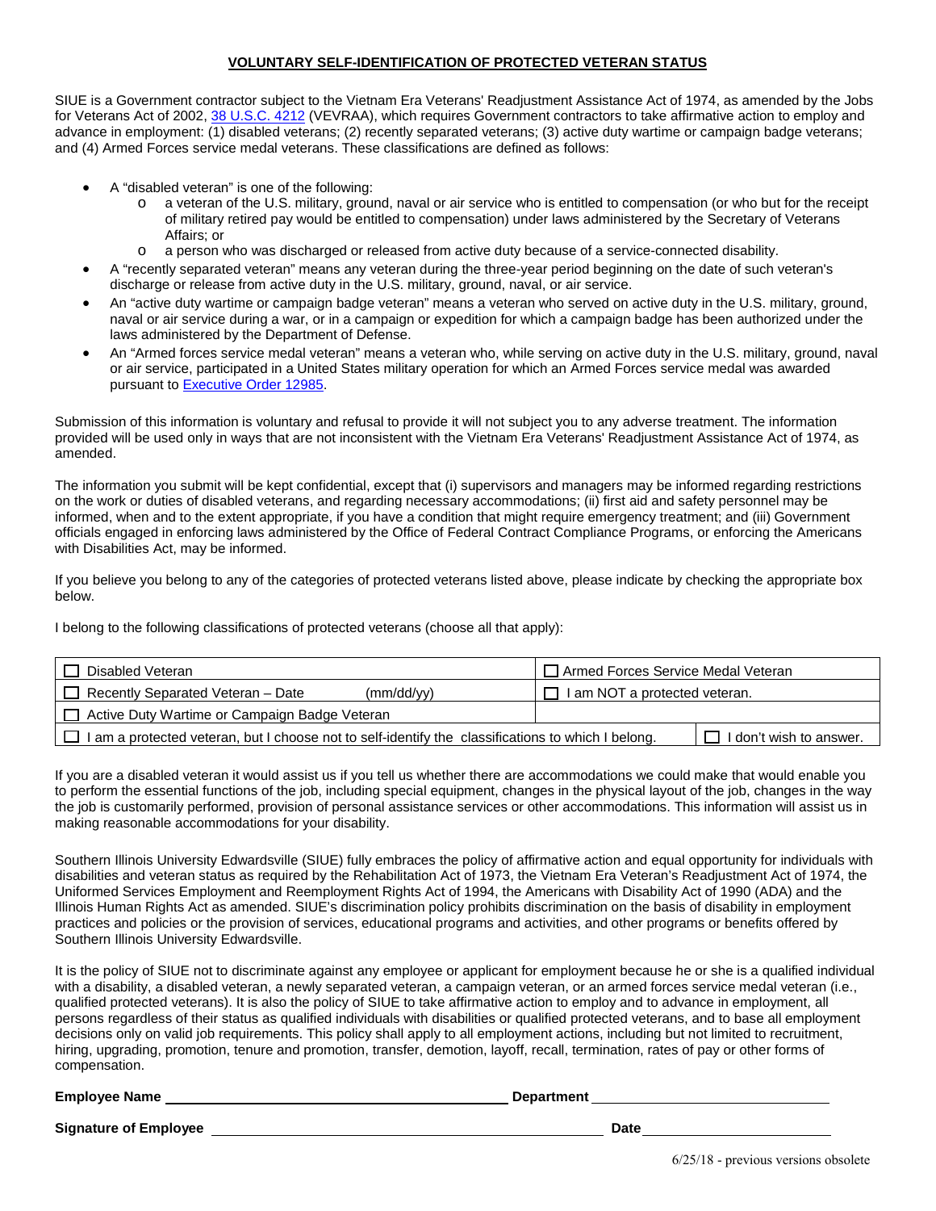## VOLUNTARY SELF-IDENTIFICATION OF PROTECTED VETERAN STATUS

SIUE is a Government contractor subject to the Vietnam Era Veterans' Readjustment Assistance Act of 1974, as amended by the Jobs for Veterans Act of 2002, 38 U.S.C. 4212 (VEVRAA), which requires Government contractors to take affirmative action to employ and advance in employment: (1) disabled veterans; (2) recently separated veterans; (3) active duty wartime or campaign badge veterans; and (4) Armed Forces service medal veterans. These classifications are defined as follows:

- A "disabled veteran" is one of the following:
  - a veteran of the U.S. military, ground, naval or air service who is entitled to compensation (or who but for the receipt of military retired pay would be entitled to compensation) under laws administered by the Secretary of Veterans Affairs; or
  - a person who was discharged or released from active duty because of a service-connected disability.
- A "recently separated veteran" means any veteran during the three-year period beginning on the date of such veteran's discharge or release from active duty in the U.S. military, ground, naval, or air service.
- An "active duty wartime or campaign badge veteran" means a veteran who served on active duty in the U.S. military, ground, naval or air service during a war, or in a campaign or expedition for which a campaign badge has been authorized under the laws administered by the Department of Defense.
- An "Armed forces service medal veteran" means a veteran who, while serving on active duty in the U.S. military, ground, naval or air service, participated in a United States military operation for which an Armed Forces service medal was awarded pursuant to Executive Order 12985.

Submission of this information is voluntary and refusal to provide it will not subject you to any adverse treatment. The information provided will be used only in ways that are not inconsistent with the Vietnam Era Veterans' Readjustment Assistance Act of 1974, as amended.

The information you submit will be kept confidential, except that (i) supervisors and managers may be informed regarding restrictions on the work or duties of disabled veterans, and regarding necessary accommodations; (ii) first aid and safety personnel may be informed, when and to the extent appropriate, if you have a condition that might require emergency treatment; and (iii) Government officials engaged in enforcing laws administered by the Office of Federal Contract Compliance Programs, or enforcing the Americans with Disabilities Act, may be informed.

If you believe you belong to any of the categories of protected veterans listed above, please indicate by checking the appropriate box below.

I belong to the following classifications of protected veterans (choose all that apply):

| | |
|---|---|
| ☐ Disabled Veteran | ☐ Armed Forces Service Medal Veteran |
| ☐ Recently Separated Veteran – Date (mm/dd/yy) | ☐ I am NOT a protected veteran. |
| ☐ Active Duty Wartime or Campaign Badge Veteran | |
| ☐ I am a protected veteran, but I choose not to self-identify the classifications to which I belong. | ☐ I don't wish to answer. |

If you are a disabled veteran it would assist us if you tell us whether there are accommodations we could make that would enable you to perform the essential functions of the job, including special equipment, changes in the physical layout of the job, changes in the way the job is customarily performed, provision of personal assistance services or other accommodations. This information will assist us in making reasonable accommodations for your disability.

Southern Illinois University Edwardsville (SIUE) fully embraces the policy of affirmative action and equal opportunity for individuals with disabilities and veteran status as required by the Rehabilitation Act of 1973, the Vietnam Era Veteran's Readjustment Act of 1974, the Uniformed Services Employment and Reemployment Rights Act of 1994, the Americans with Disability Act of 1990 (ADA) and the Illinois Human Rights Act as amended. SIUE's discrimination policy prohibits discrimination on the basis of disability in employment practices and policies or the provision of services, educational programs and activities, and other programs or benefits offered by Southern Illinois University Edwardsville.

It is the policy of SIUE not to discriminate against any employee or applicant for employment because he or she is a qualified individual with a disability, a disabled veteran, a newly separated veteran, a campaign veteran, or an armed forces service medal veteran (i.e., qualified protected veterans). It is also the policy of SIUE to take affirmative action to employ and to advance in employment, all persons regardless of their status as qualified individuals with disabilities or qualified protected veterans, and to base all employment decisions only on valid job requirements. This policy shall apply to all employment actions, including but not limited to recruitment, hiring, upgrading, promotion, tenure and promotion, transfer, demotion, layoff, recall, termination, rates of pay or other forms of compensation.

**Employee Name** ______________________________ **Department** ______________________________

**Signature of Employee** ______________________________ **Date** ______________________________

6/25/18 - previous versions obsolete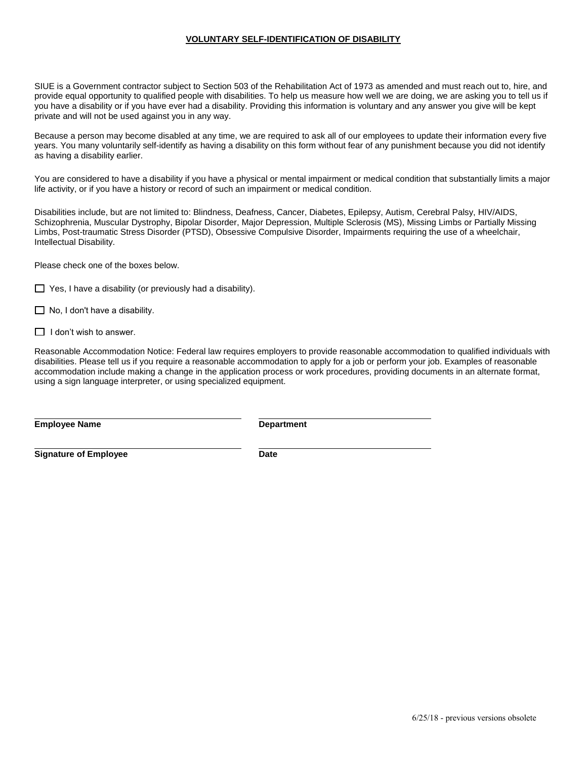**VOLUNTARY SELF-IDENTIFICATION OF DISABILITY**

SIUE is a Government contractor subject to Section 503 of the Rehabilitation Act of 1973 as amended and must reach out to, hire, and provide equal opportunity to qualified people with disabilities. To help us measure how well we are doing, we are asking you to tell us if you have a disability or if you have ever had a disability. Providing this information is voluntary and any answer you give will be kept private and will not be used against you in any way.

Because a person may become disabled at any time, we are required to ask all of our employees to update their information every five years. You many voluntarily self-identify as having a disability on this form without fear of any punishment because you did not identify as having a disability earlier.

You are considered to have a disability if you have a physical or mental impairment or medical condition that substantially limits a major life activity, or if you have a history or record of such an impairment or medical condition.

Disabilities include, but are not limited to: Blindness, Deafness, Cancer, Diabetes, Epilepsy, Autism, Cerebral Palsy, HIV/AIDS, Schizophrenia, Muscular Dystrophy, Bipolar Disorder, Major Depression, Multiple Sclerosis (MS), Missing Limbs or Partially Missing Limbs, Post-traumatic Stress Disorder (PTSD), Obsessive Compulsive Disorder, Impairments requiring the use of a wheelchair, Intellectual Disability.

Please check one of the boxes below.

☐ Yes, I have a disability (or previously had a disability).

☐ No, I don't have a disability.

☐ I don't wish to answer.

Reasonable Accommodation Notice: Federal law requires employers to provide reasonable accommodation to qualified individuals with disabilities. Please tell us if you require a reasonable accommodation to apply for a job or perform your job. Examples of reasonable accommodation include making a change in the application process or work procedures, providing documents in an alternate format, using a sign language interpreter, or using specialized equipment.

\_\_\_\_\_\_\_\_\_\_\_\_\_\_\_\_\_\_\_\_\_\_\_\_\_\_\_\_\_\_ \_\_\_\_\_\_\_\_\_\_\_\_\_\_\_\_\_\_\_\_\_\_\_\_\_\_\_\_\_\_
**Employee Name** **Department**

\_\_\_\_\_\_\_\_\_\_\_\_\_\_\_\_\_\_\_\_\_\_\_\_\_\_\_\_\_\_ \_\_\_\_\_\_\_\_\_\_\_\_\_\_\_\_\_\_\_\_\_\_\_\_\_\_\_\_\_\_
**Signature of Employee** **Date**

6/25/18 - previous versions obsolete